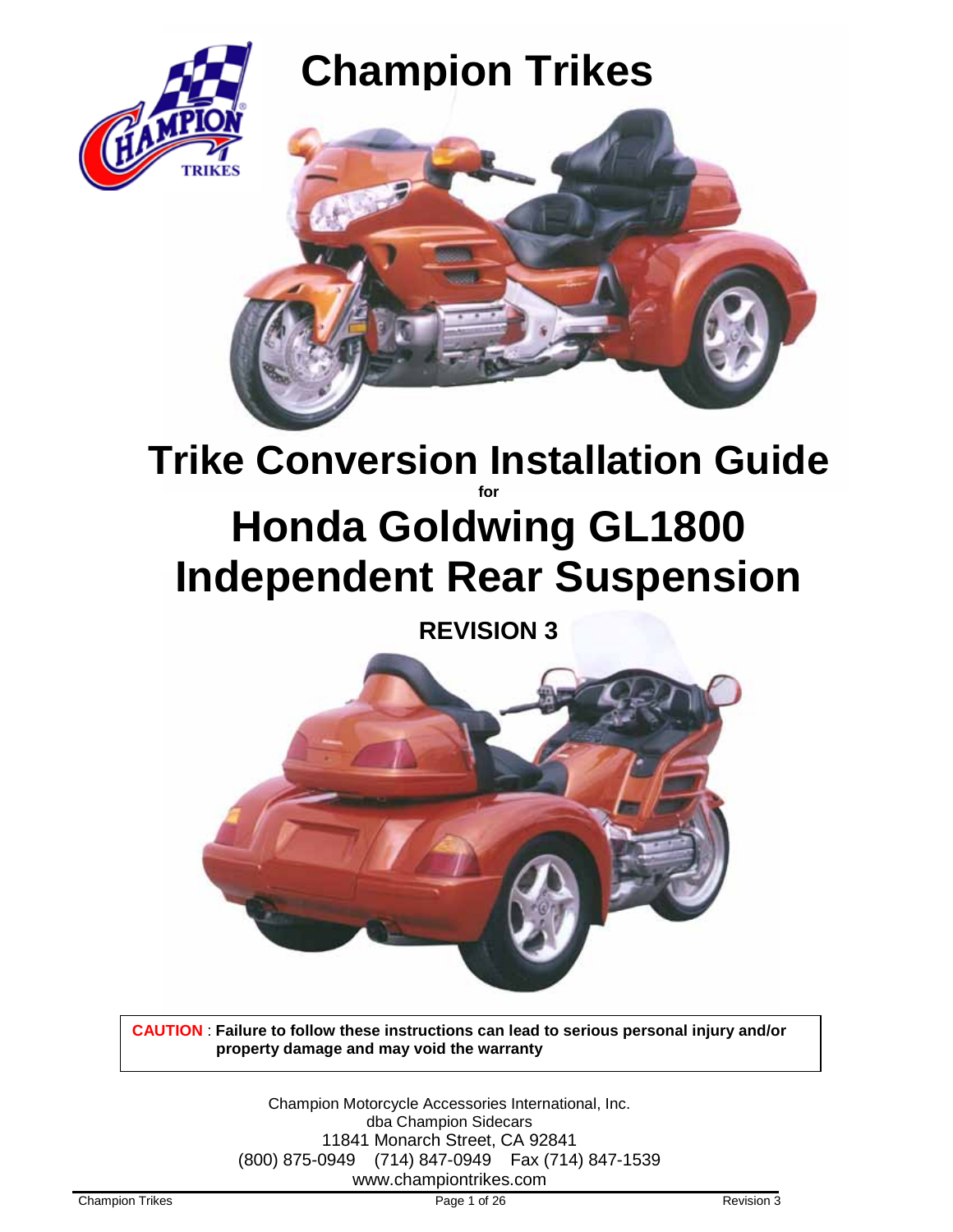# Champion Trikes

# Trike Conversion Installation Guide

**for**

# Honda Goldwing GL1800 Independent Rear Suspension

## REVISION 3

**CAUTION** : **Failure to follow these instructions can lead to serious personal injury and/or property damage and may void the warranty**

Champion Motorcycle Accessories International, Inc.
dba Champion Sidecars
11841 Monarch Street, CA 92841
(800) 875-0949 (714) 847-0949 Fax (714) 847-1539
www.championtrikes.com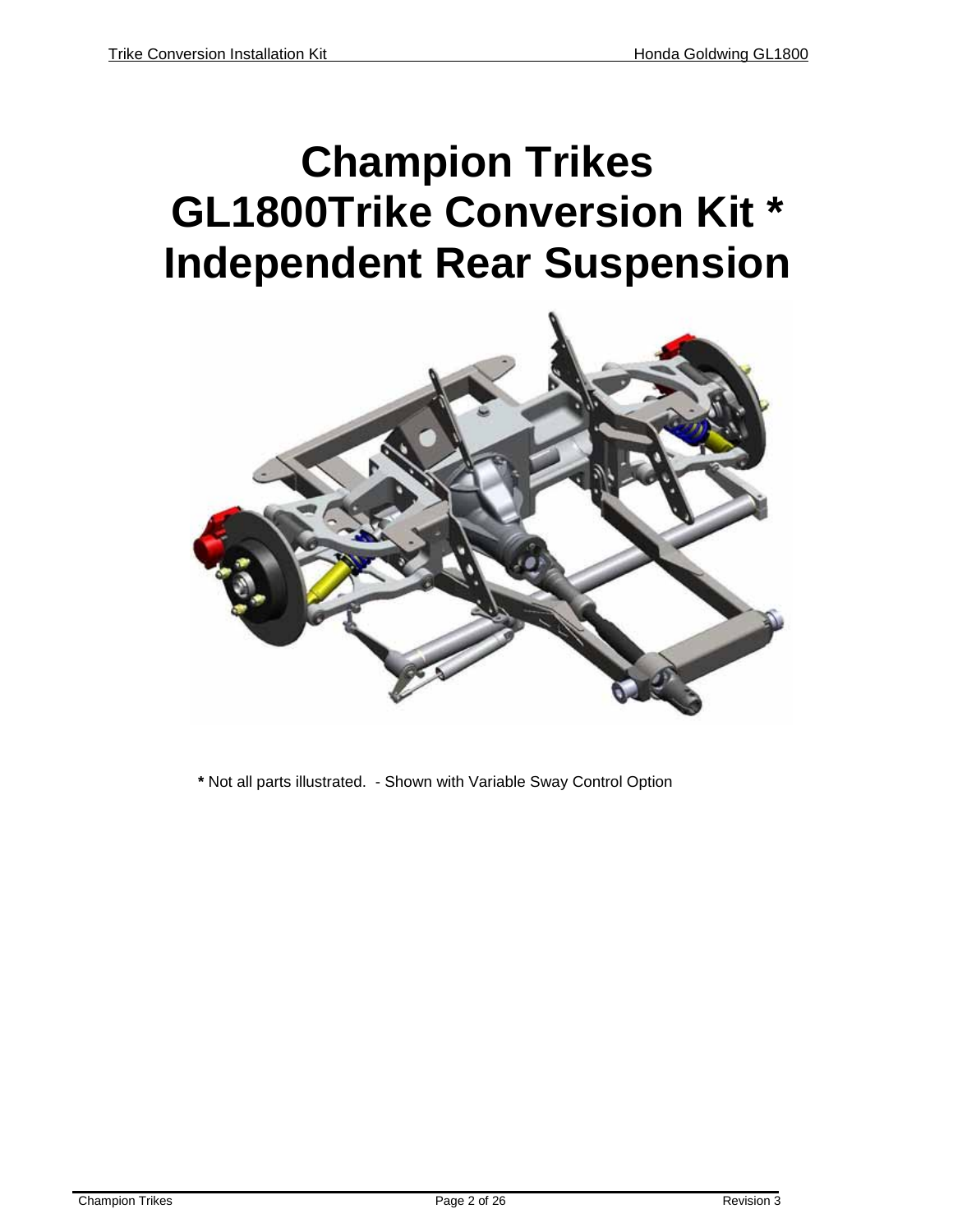# Champion Trikes GL1800Trike Conversion Kit * Independent Rear Suspension

**\*** Not all parts illustrated.  - Shown with Variable Sway Control Option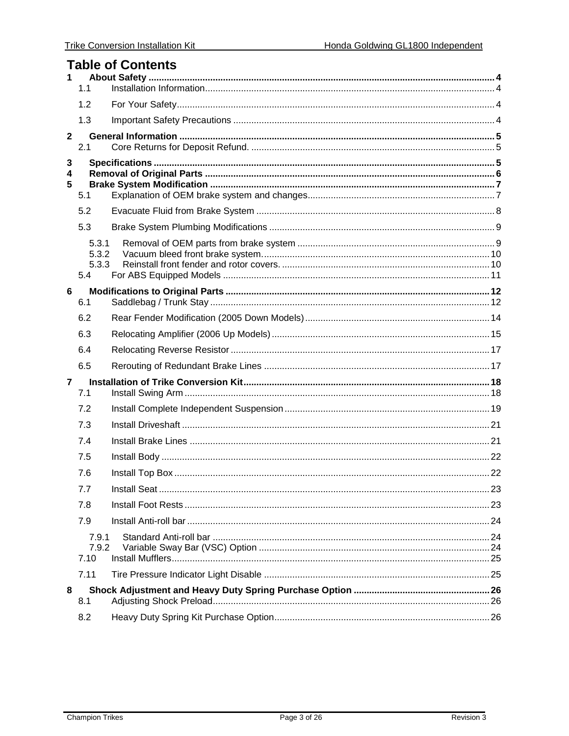# Table of Contents

**1 About Safety** ........ **4**

- 1.1 Installation Information ........ 4
- 1.2 For Your Safety ........ 4
- 1.3 Important Safety Precautions ........ 4

**2 General Information** ........ **5**

- 2.1 Core Returns for Deposit Refund. ........ 5

**3 Specifications** ........ **5**

**4 Removal of Original Parts** ........ **6**

**5 Brake System Modification** ........ **7**

- 5.1 Explanation of OEM brake system and changes ........ 7
- 5.2 Evacuate Fluid from Brake System ........ 8
- 5.3 Brake System Plumbing Modifications ........ 9
  - 5.3.1 Removal of OEM parts from brake system ........ 9
  - 5.3.2 Vacuum bleed front brake system. ........ 10
  - 5.3.3 Reinstall front fender and rotor covers. ........ 10
- 5.4 For ABS Equipped Models ........ 11

**6 Modifications to Original Parts** ........ **12**

- 6.1 Saddlebag / Trunk Stay ........ 12
- 6.2 Rear Fender Modification (2005 Down Models) ........ 14
- 6.3 Relocating Amplifier (2006 Up Models) ........ 15
- 6.4 Relocating Reverse Resistor ........ 17
- 6.5 Rerouting of Redundant Brake Lines ........ 17

**7 Installation of Trike Conversion Kit** ........ **18**

- 7.1 Install Swing Arm ........ 18
- 7.2 Install Complete Independent Suspension ........ 19
- 7.3 Install Driveshaft ........ 21
- 7.4 Install Brake Lines ........ 21
- 7.5 Install Body ........ 22
- 7.6 Install Top Box ........ 22
- 7.7 Install Seat ........ 23
- 7.8 Install Foot Rests ........ 23
- 7.9 Install Anti-roll bar ........ 24
  - 7.9.1 Standard Anti-roll bar ........ 24
  - 7.9.2 Variable Sway Bar (VSC) Option ........ 24
- 7.10 Install Mufflers ........ 25
- 7.11 Tire Pressure Indicator Light Disable ........ 25

**8 Shock Adjustment and Heavy Duty Spring Purchase Option** ........ **26**

- 8.1 Adjusting Shock Preload ........ 26
- 8.2 Heavy Duty Spring Kit Purchase Option ........ 26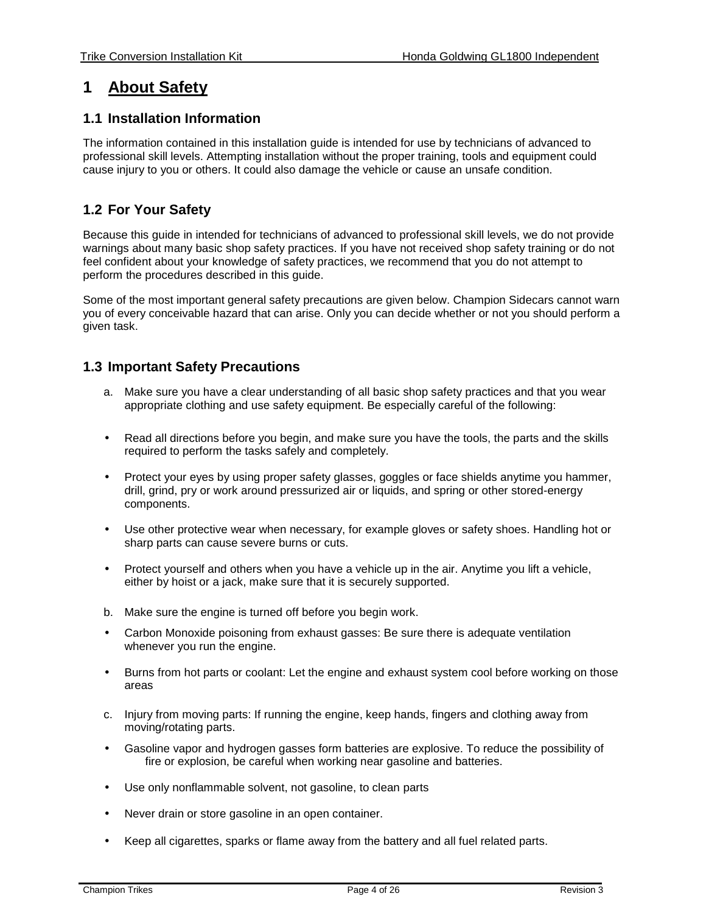# 1 About Safety

## 1.1 Installation Information

The information contained in this installation guide is intended for use by technicians of advanced to professional skill levels. Attempting installation without the proper training, tools and equipment could cause injury to you or others. It could also damage the vehicle or cause an unsafe condition.

## 1.2 For Your Safety

Because this guide in intended for technicians of advanced to professional skill levels, we do not provide warnings about many basic shop safety practices. If you have not received shop safety training or do not feel confident about your knowledge of safety practices, we recommend that you do not attempt to perform the procedures described in this guide.

Some of the most important general safety precautions are given below. Champion Sidecars cannot warn you of every conceivable hazard that can arise. Only you can decide whether or not you should perform a given task.

## 1.3 Important Safety Precautions

a. Make sure you have a clear understanding of all basic shop safety practices and that you wear appropriate clothing and use safety equipment. Be especially careful of the following:

- Read all directions before you begin, and make sure you have the tools, the parts and the skills required to perform the tasks safely and completely.
- Protect your eyes by using proper safety glasses, goggles or face shields anytime you hammer, drill, grind, pry or work around pressurized air or liquids, and spring or other stored-energy components.
- Use other protective wear when necessary, for example gloves or safety shoes. Handling hot or sharp parts can cause severe burns or cuts.
- Protect yourself and others when you have a vehicle up in the air. Anytime you lift a vehicle, either by hoist or a jack, make sure that it is securely supported.

b. Make sure the engine is turned off before you begin work.

- Carbon Monoxide poisoning from exhaust gasses: Be sure there is adequate ventilation whenever you run the engine.
- Burns from hot parts or coolant: Let the engine and exhaust system cool before working on those areas

c. Injury from moving parts: If running the engine, keep hands, fingers and clothing away from moving/rotating parts.

- Gasoline vapor and hydrogen gasses form batteries are explosive. To reduce the possibility of fire or explosion, be careful when working near gasoline and batteries.
- Use only nonflammable solvent, not gasoline, to clean parts
- Never drain or store gasoline in an open container.
- Keep all cigarettes, sparks or flame away from the battery and all fuel related parts.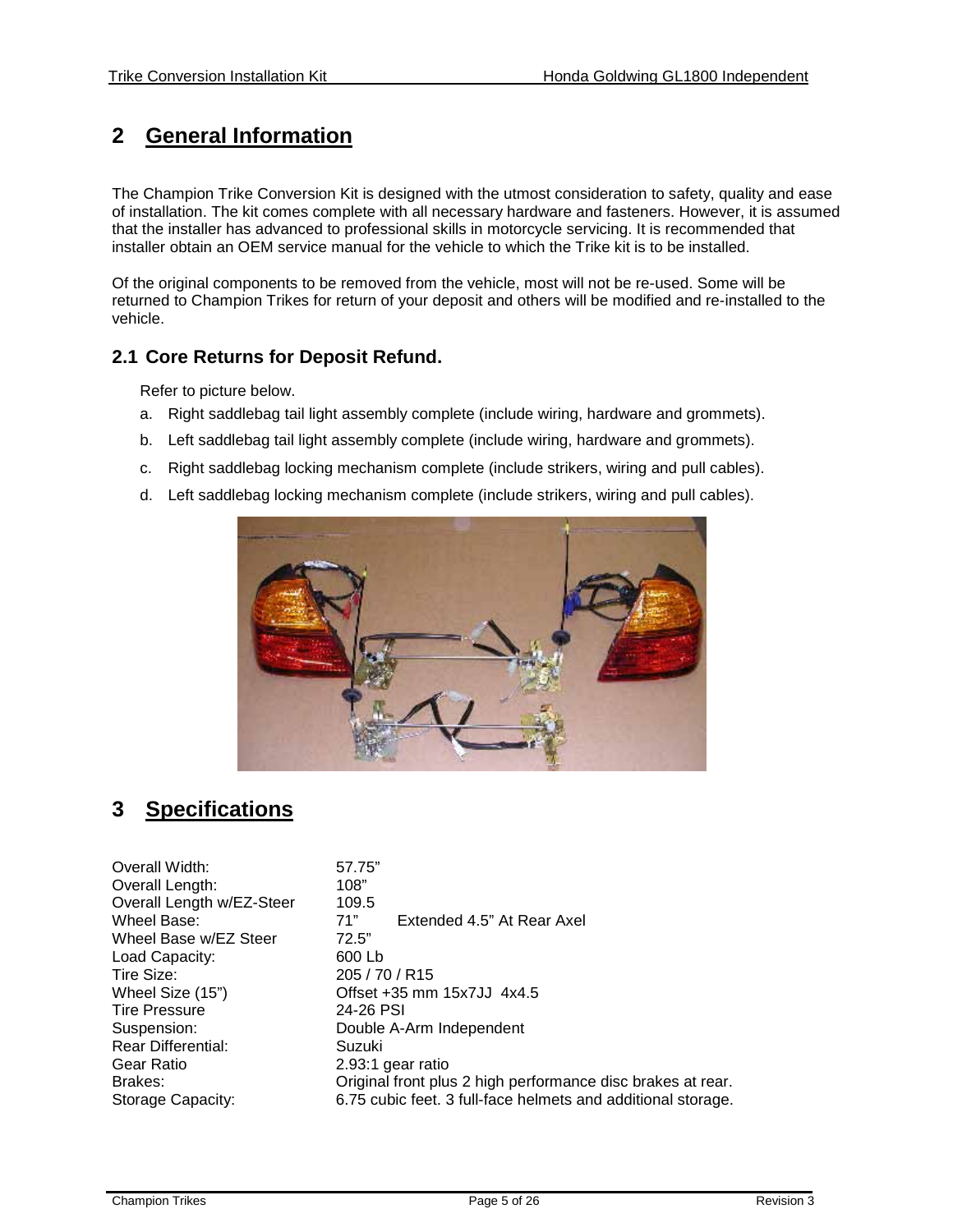## 2 General Information

The Champion Trike Conversion Kit is designed with the utmost consideration to safety, quality and ease of installation. The kit comes complete with all necessary hardware and fasteners. However, it is assumed that the installer has advanced to professional skills in motorcycle servicing. It is recommended that installer obtain an OEM service manual for the vehicle to which the Trike kit is to be installed.

Of the original components to be removed from the vehicle, most will not be re-used. Some will be returned to Champion Trikes for return of your deposit and others will be modified and re-installed to the vehicle.

### 2.1 Core Returns for Deposit Refund.

Refer to picture below.

a. Right saddlebag tail light assembly complete (include wiring, hardware and grommets).

b. Left saddlebag tail light assembly complete (include wiring, hardware and grommets).

c. Right saddlebag locking mechanism complete (include strikers, wiring and pull cables).

d. Left saddlebag locking mechanism complete (include strikers, wiring and pull cables).

## 3 Specifications

| | |
|---|---|
| Overall Width: | 57.75” |
| Overall Length: | 108” |
| Overall Length w/EZ-Steer | 109.5 |
| Wheel Base: | 71” Extended 4.5” At Rear Axel |
| Wheel Base w/EZ Steer | 72.5” |
| Load Capacity: | 600 Lb |
| Tire Size: | 205 / 70 / R15 |
| Wheel Size (15”) | Offset +35 mm 15x7JJ 4x4.5 |
| Tire Pressure | 24-26 PSI |
| Suspension: | Double A-Arm Independent |
| Rear Differential: | Suzuki |
| Gear Ratio | 2.93:1 gear ratio |
| Brakes: | Original front plus 2 high performance disc brakes at rear. |
| Storage Capacity: | 6.75 cubic feet. 3 full-face helmets and additional storage. |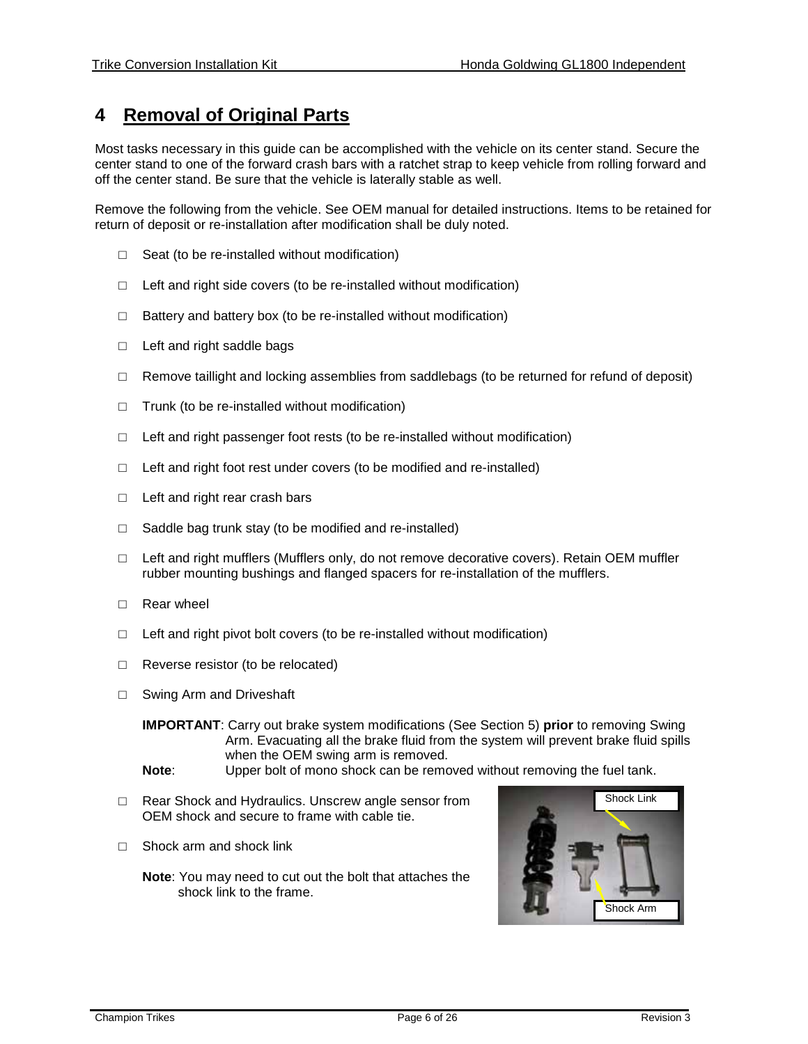# 4 Removal of Original Parts

Most tasks necessary in this guide can be accomplished with the vehicle on its center stand. Secure the center stand to one of the forward crash bars with a ratchet strap to keep vehicle from rolling forward and off the center stand. Be sure that the vehicle is laterally stable as well.

Remove the following from the vehicle. See OEM manual for detailed instructions. Items to be retained for return of deposit or re-installation after modification shall be duly noted.

- □ Seat (to be re-installed without modification)
- □ Left and right side covers (to be re-installed without modification)
- □ Battery and battery box (to be re-installed without modification)
- □ Left and right saddle bags
- □ Remove taillight and locking assemblies from saddlebags (to be returned for refund of deposit)
- □ Trunk (to be re-installed without modification)
- □ Left and right passenger foot rests (to be re-installed without modification)
- □ Left and right foot rest under covers (to be modified and re-installed)
- □ Left and right rear crash bars
- □ Saddle bag trunk stay (to be modified and re-installed)
- □ Left and right mufflers (Mufflers only, do not remove decorative covers). Retain OEM muffler rubber mounting bushings and flanged spacers for re-installation of the mufflers.
- □ Rear wheel
- □ Left and right pivot bolt covers (to be re-installed without modification)
- □ Reverse resistor (to be relocated)
- □ Swing Arm and Driveshaft

  **IMPORTANT**: Carry out brake system modifications (See Section 5) **prior** to removing Swing Arm. Evacuating all the brake fluid from the system will prevent brake fluid spills when the OEM swing arm is removed.

  **Note**: Upper bolt of mono shock can be removed without removing the fuel tank.

- □ Rear Shock and Hydraulics. Unscrew angle sensor from OEM shock and secure to frame with cable tie.
- □ Shock arm and shock link

  **Note**: You may need to cut out the bolt that attaches the shock link to the frame.

Shock Link

Shock Arm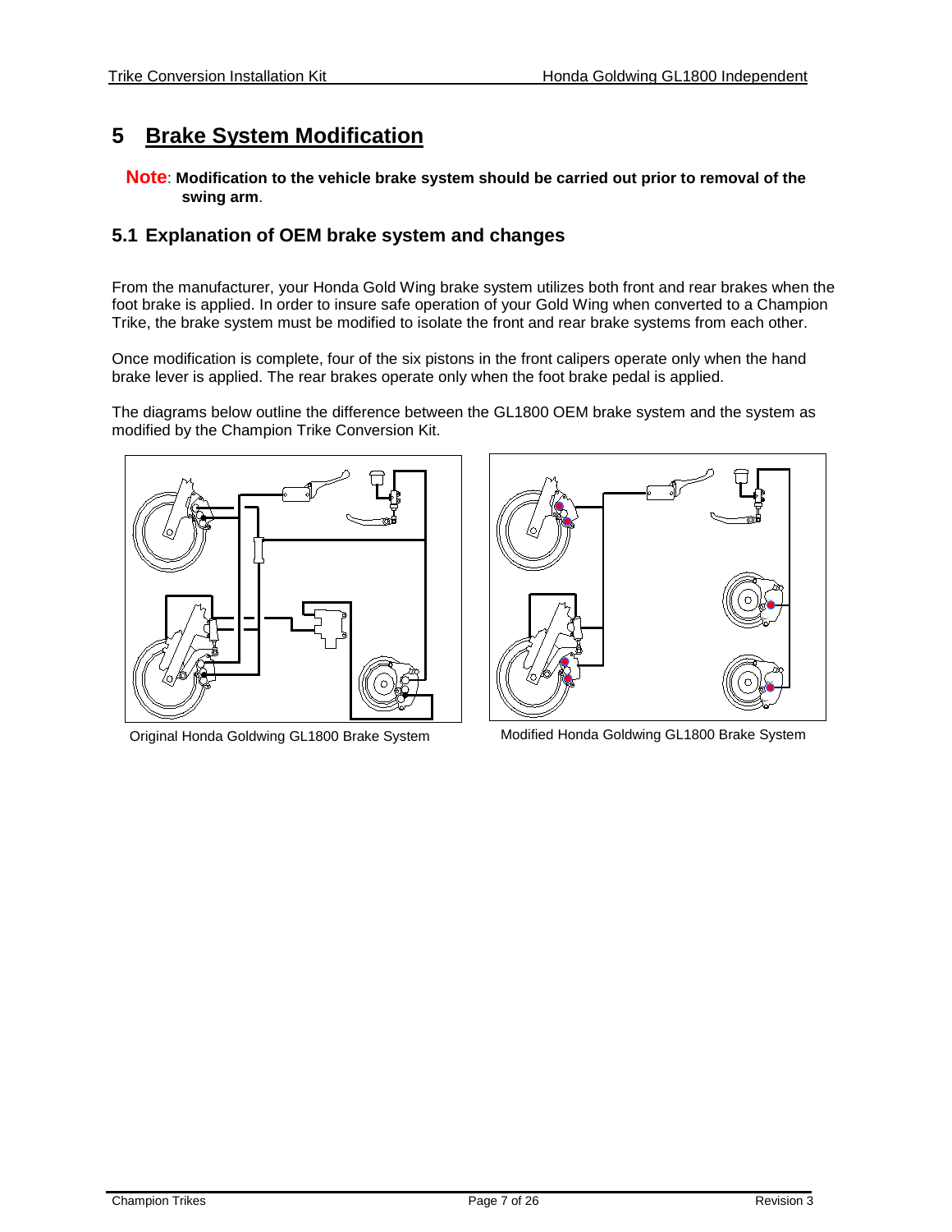# 5 Brake System Modification

**Note**: **Modification to the vehicle brake system should be carried out prior to removal of the swing arm**.

## 5.1 Explanation of OEM brake system and changes

From the manufacturer, your Honda Gold Wing brake system utilizes both front and rear brakes when the foot brake is applied. In order to insure safe operation of your Gold Wing when converted to a Champion Trike, the brake system must be modified to isolate the front and rear brake systems from each other.

Once modification is complete, four of the six pistons in the front calipers operate only when the hand brake lever is applied. The rear brakes operate only when the foot brake pedal is applied.

The diagrams below outline the difference between the GL1800 OEM brake system and the system as modified by the Champion Trike Conversion Kit.

Original Honda Goldwing GL1800 Brake System

Modified Honda Goldwing GL1800 Brake System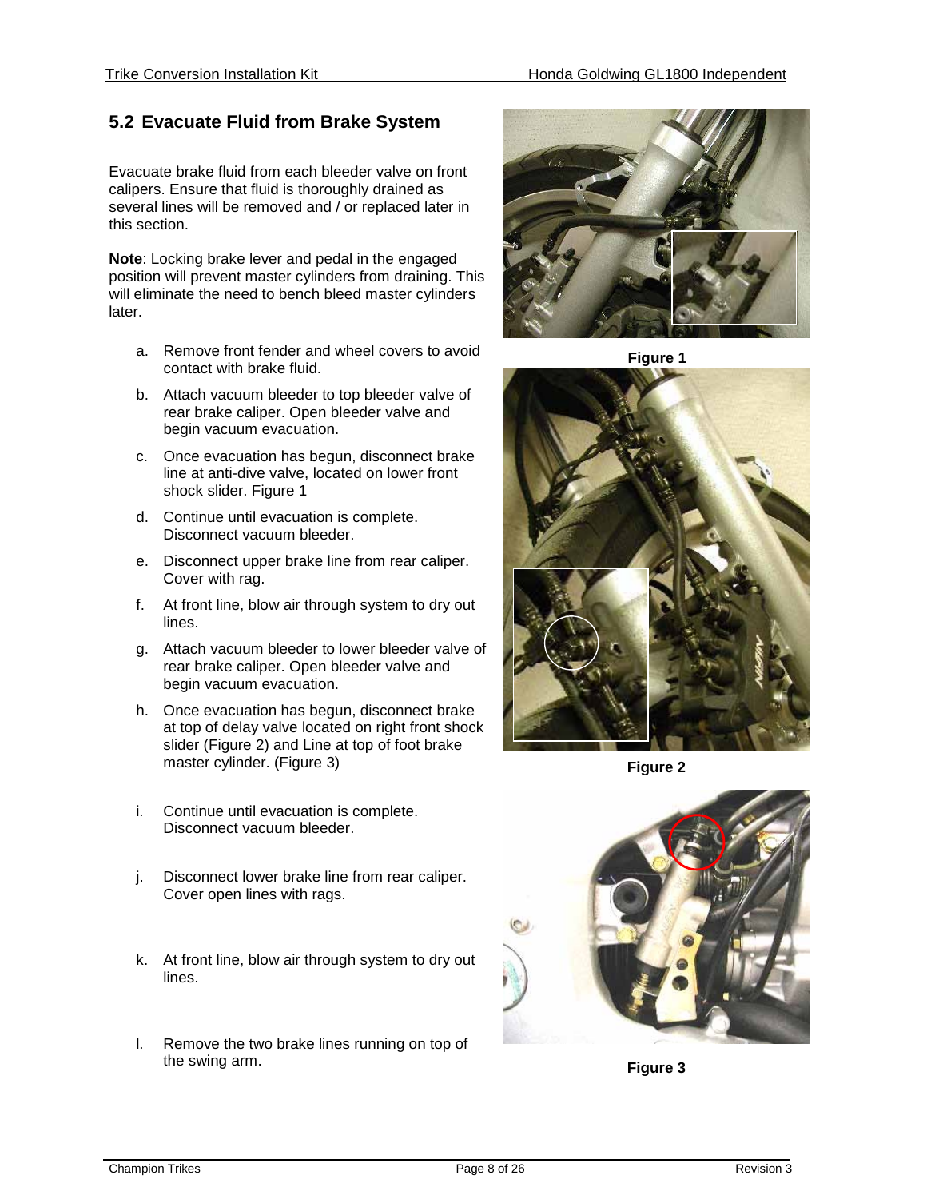## 5.2 Evacuate Fluid from Brake System

Evacuate brake fluid from each bleeder valve on front calipers. Ensure that fluid is thoroughly drained as several lines will be removed and / or replaced later in this section.

**Note**: Locking brake lever and pedal in the engaged position will prevent master cylinders from draining. This will eliminate the need to bench bleed master cylinders later.

a. Remove front fender and wheel covers to avoid contact with brake fluid.

b. Attach vacuum bleeder to top bleeder valve of rear brake caliper. Open bleeder valve and begin vacuum evacuation.

c. Once evacuation has begun, disconnect brake line at anti-dive valve, located on lower front shock slider. Figure 1

d. Continue until evacuation is complete. Disconnect vacuum bleeder.

e. Disconnect upper brake line from rear caliper. Cover with rag.

f. At front line, blow air through system to dry out lines.

g. Attach vacuum bleeder to lower bleeder valve of rear brake caliper. Open bleeder valve and begin vacuum evacuation.

h. Once evacuation has begun, disconnect brake at top of delay valve located on right front shock slider (Figure 2) and Line at top of foot brake master cylinder. (Figure 3)

i. Continue until evacuation is complete. Disconnect vacuum bleeder.

j. Disconnect lower brake line from rear caliper. Cover open lines with rags.

k. At front line, blow air through system to dry out lines.

l. Remove the two brake lines running on top of the swing arm.

**Figure 1**

**Figure 2**

**Figure 3**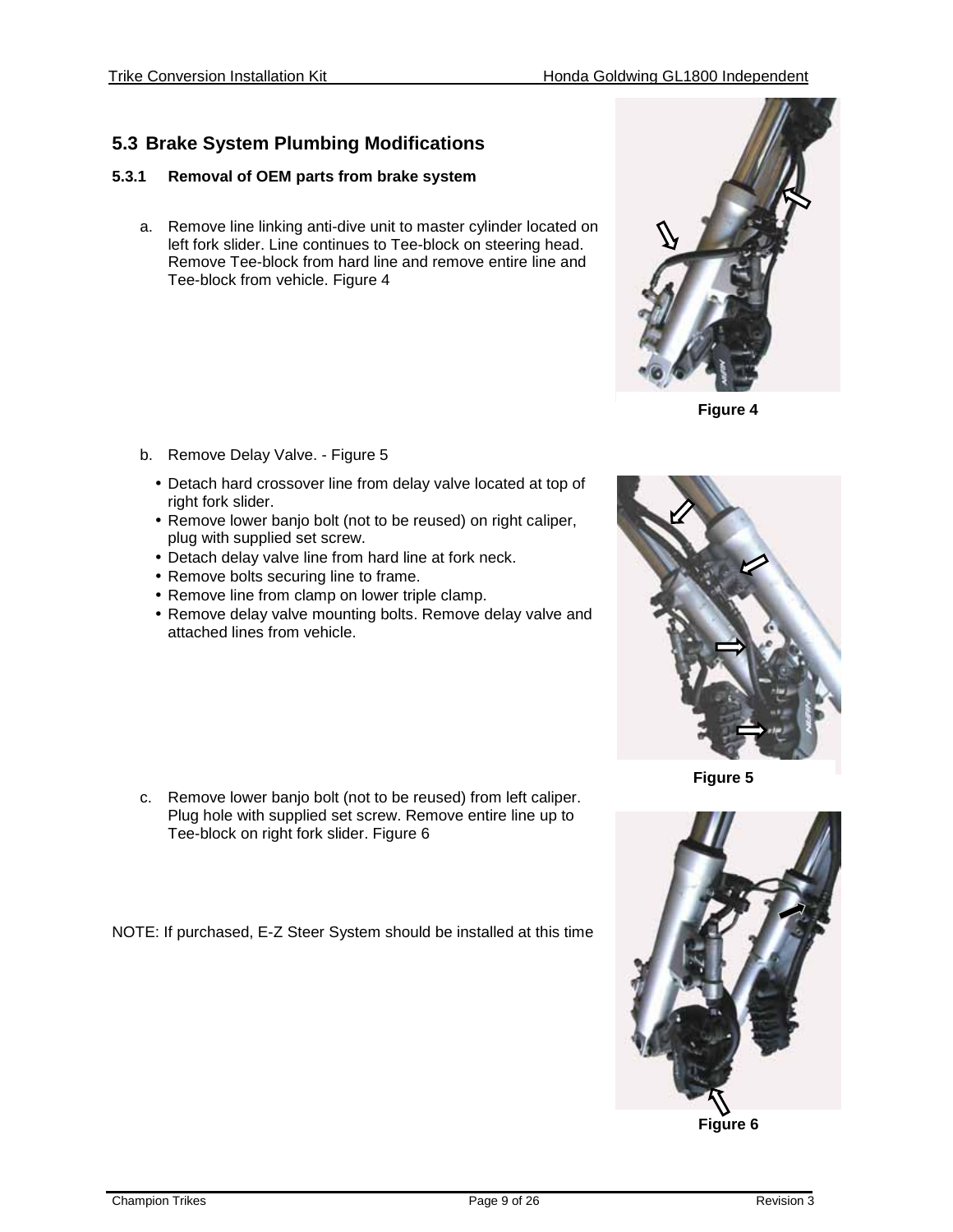## 5.3 Brake System Plumbing Modifications

### 5.3.1 Removal of OEM parts from brake system

a. Remove line linking anti-dive unit to master cylinder located on left fork slider. Line continues to Tee-block on steering head. Remove Tee-block from hard line and remove entire line and Tee-block from vehicle. Figure 4

Figure 4

b. Remove Delay Valve. - Figure 5

- Detach hard crossover line from delay valve located at top of right fork slider.
- Remove lower banjo bolt (not to be reused) on right caliper, plug with supplied set screw.
- Detach delay valve line from hard line at fork neck.
- Remove bolts securing line to frame.
- Remove line from clamp on lower triple clamp.
- Remove delay valve mounting bolts. Remove delay valve and attached lines from vehicle.

Figure 5

c. Remove lower banjo bolt (not to be reused) from left caliper. Plug hole with supplied set screw. Remove entire line up to Tee-block on right fork slider. Figure 6

NOTE: If purchased, E-Z Steer System should be installed at this time

Figure 6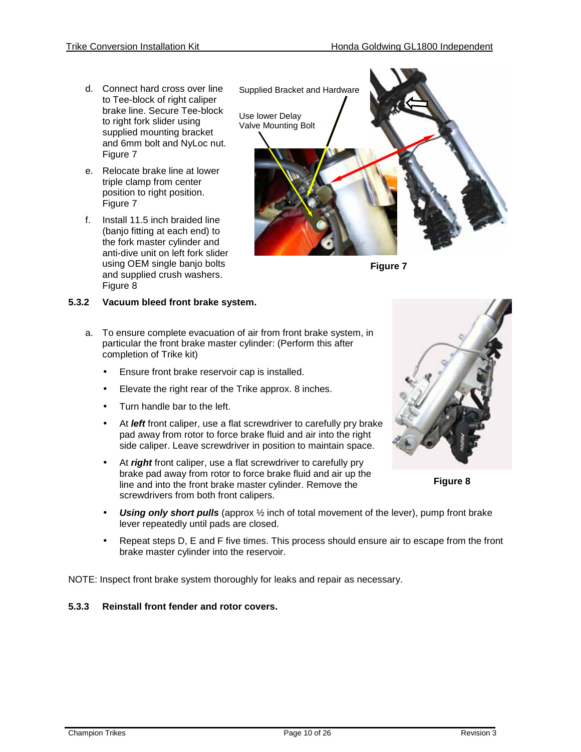d. Connect hard cross over line to Tee-block of right caliper brake line. Secure Tee-block to right fork slider using supplied mounting bracket and 6mm bolt and NyLoc nut. Figure 7

e. Relocate brake line at lower triple clamp from center position to right position. Figure 7

f. Install 11.5 inch braided line (banjo fitting at each end) to the fork master cylinder and anti-dive unit on left fork slider using OEM single banjo bolts and supplied crush washers. Figure 8

Supplied Bracket and Hardware

Use lower Delay Valve Mounting Bolt

**Figure 7**

### 5.3.2 Vacuum bleed front brake system.

a. To ensure complete evacuation of air from front brake system, in particular the front brake master cylinder: (Perform this after completion of Trike kit)

- Ensure front brake reservoir cap is installed.
- Elevate the right rear of the Trike approx. 8 inches.
- Turn handle bar to the left.
- At ***left*** front caliper, use a flat screwdriver to carefully pry brake pad away from rotor to force brake fluid and air into the right side caliper. Leave screwdriver in position to maintain space.
- At ***right*** front caliper, use a flat screwdriver to carefully pry brake pad away from rotor to force brake fluid and air up the line and into the front brake master cylinder. Remove the screwdrivers from both front calipers.
- ***Using only short pulls*** (approx ½ inch of total movement of the lever), pump front brake lever repeatedly until pads are closed.
- Repeat steps D, E and F five times. This process should ensure air to escape from the front brake master cylinder into the reservoir.

**Figure 8**

NOTE: Inspect front brake system thoroughly for leaks and repair as necessary.

### 5.3.3 Reinstall front fender and rotor covers.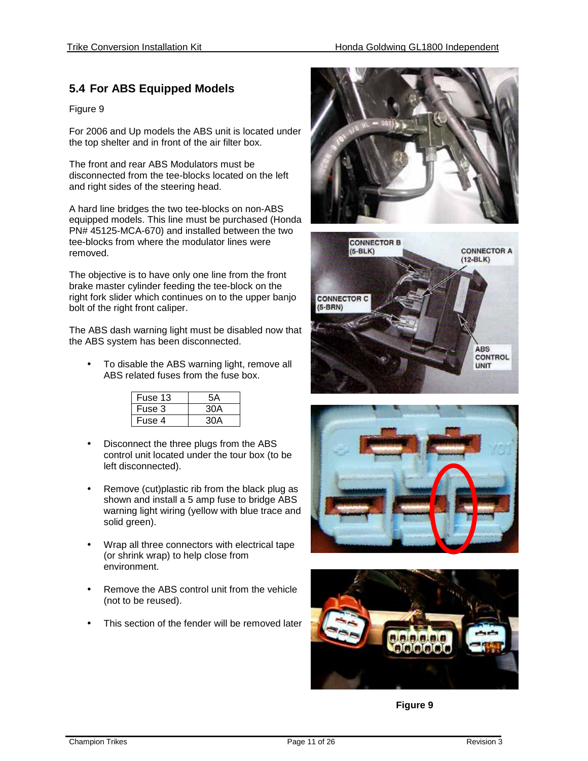## 5.4 For ABS Equipped Models

Figure 9

For 2006 and Up models the ABS unit is located under the top shelter and in front of the air filter box.

The front and rear ABS Modulators must be disconnected from the tee-blocks located on the left and right sides of the steering head.

A hard line bridges the two tee-blocks on non-ABS equipped models. This line must be purchased (Honda PN# 45125-MCA-670) and installed between the two tee-blocks from where the modulator lines were removed.

The objective is to have only one line from the front brake master cylinder feeding the tee-block on the right fork slider which continues on to the upper banjo bolt of the right front caliper.

The ABS dash warning light must be disabled now that the ABS system has been disconnected.

- To disable the ABS warning light, remove all ABS related fuses from the fuse box.

| Fuse 13 | 5A |
|---|---|
| Fuse 3 | 30A |
| Fuse 4 | 30A |

- Disconnect the three plugs from the ABS control unit located under the tour box (to be left disconnected).
- Remove (cut)plastic rib from the black plug as shown and install a 5 amp fuse to bridge ABS warning light wiring (yellow with blue trace and solid green).
- Wrap all three connectors with electrical tape (or shrink wrap) to help close from environment.
- Remove the ABS control unit from the vehicle (not to be reused).
- This section of the fender will be removed later

CONNECTOR B (5-BLK)

CONNECTOR A (12-BLK)

CONNECTOR C (5-BRN)

ABS CONTROL UNIT

**Figure 9**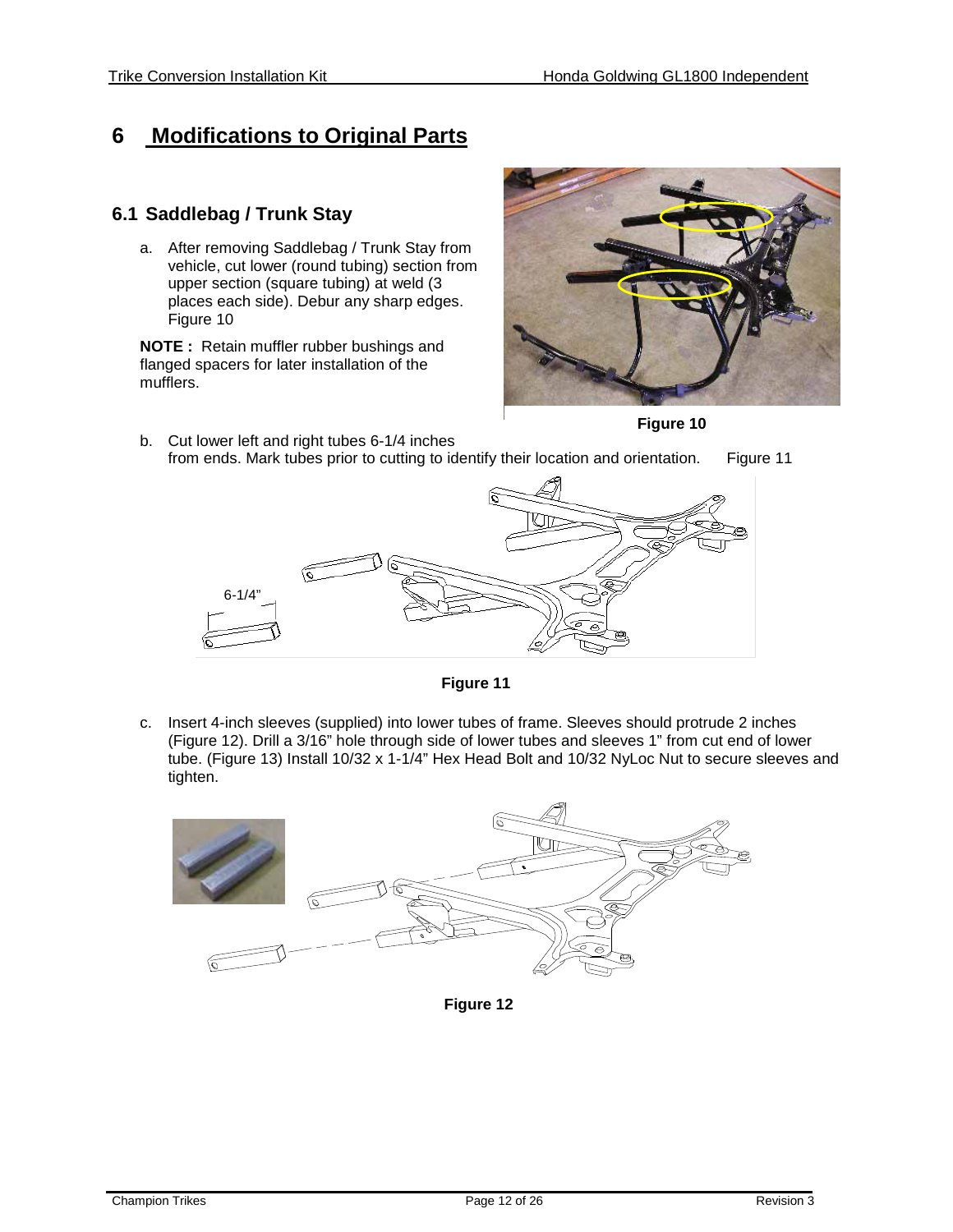# 6 Modifications to Original Parts

## 6.1 Saddlebag / Trunk Stay

a. After removing Saddlebag / Trunk Stay from vehicle, cut lower (round tubing) section from upper section (square tubing) at weld (3 places each side). Debur any sharp edges. Figure 10

**NOTE :** Retain muffler rubber bushings and flanged spacers for later installation of the mufflers.

**Figure 10**

b. Cut lower left and right tubes 6-1/4 inches from ends. Mark tubes prior to cutting to identify their location and orientation. Figure 11

6-1/4"

**Figure 11**

c. Insert 4-inch sleeves (supplied) into lower tubes of frame. Sleeves should protrude 2 inches (Figure 12). Drill a 3/16" hole through side of lower tubes and sleeves 1" from cut end of lower tube. (Figure 13) Install 10/32 x 1-1/4" Hex Head Bolt and 10/32 NyLoc Nut to secure sleeves and tighten.

**Figure 12**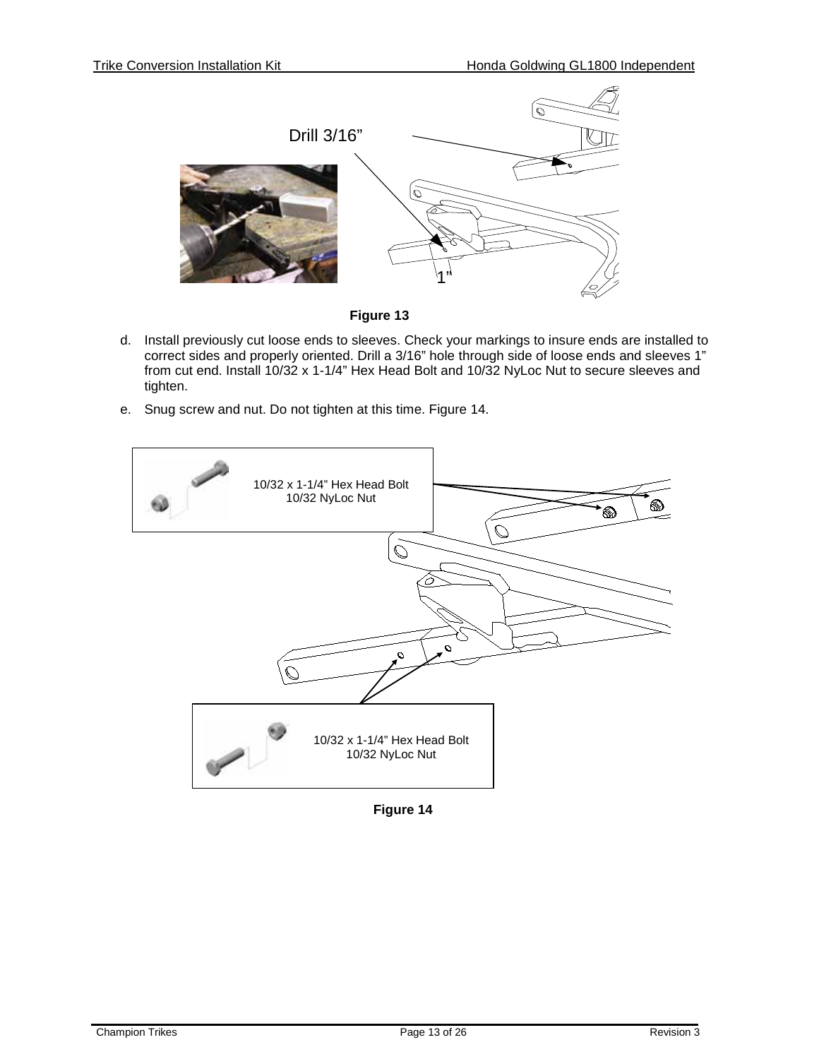Drill 3/16”

1”

**Figure 13**

d. Install previously cut loose ends to sleeves. Check your markings to insure ends are installed to correct sides and properly oriented. Drill a 3/16” hole through side of loose ends and sleeves 1” from cut end. Install 10/32 x 1-1/4” Hex Head Bolt and 10/32 NyLoc Nut to secure sleeves and tighten.

e. Snug screw and nut. Do not tighten at this time. Figure 14.

10/32 x 1-1/4” Hex Head Bolt
10/32 NyLoc Nut

10/32 x 1-1/4” Hex Head Bolt
10/32 NyLoc Nut

**Figure 14**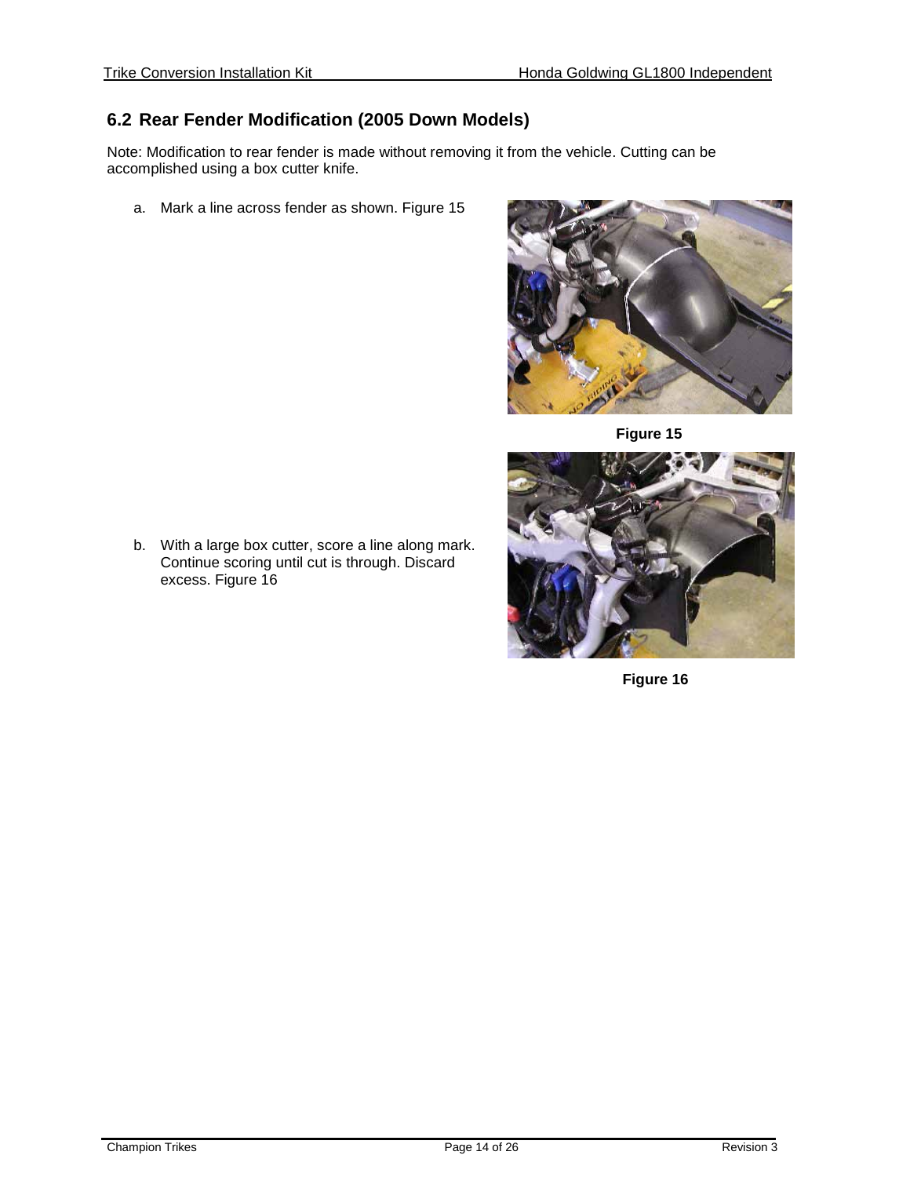## 6.2 Rear Fender Modification (2005 Down Models)

Note: Modification to rear fender is made without removing it from the vehicle. Cutting can be accomplished using a box cutter knife.

a. Mark a line across fender as shown. Figure 15

Figure 15

b. With a large box cutter, score a line along mark. Continue scoring until cut is through. Discard excess. Figure 16

Figure 16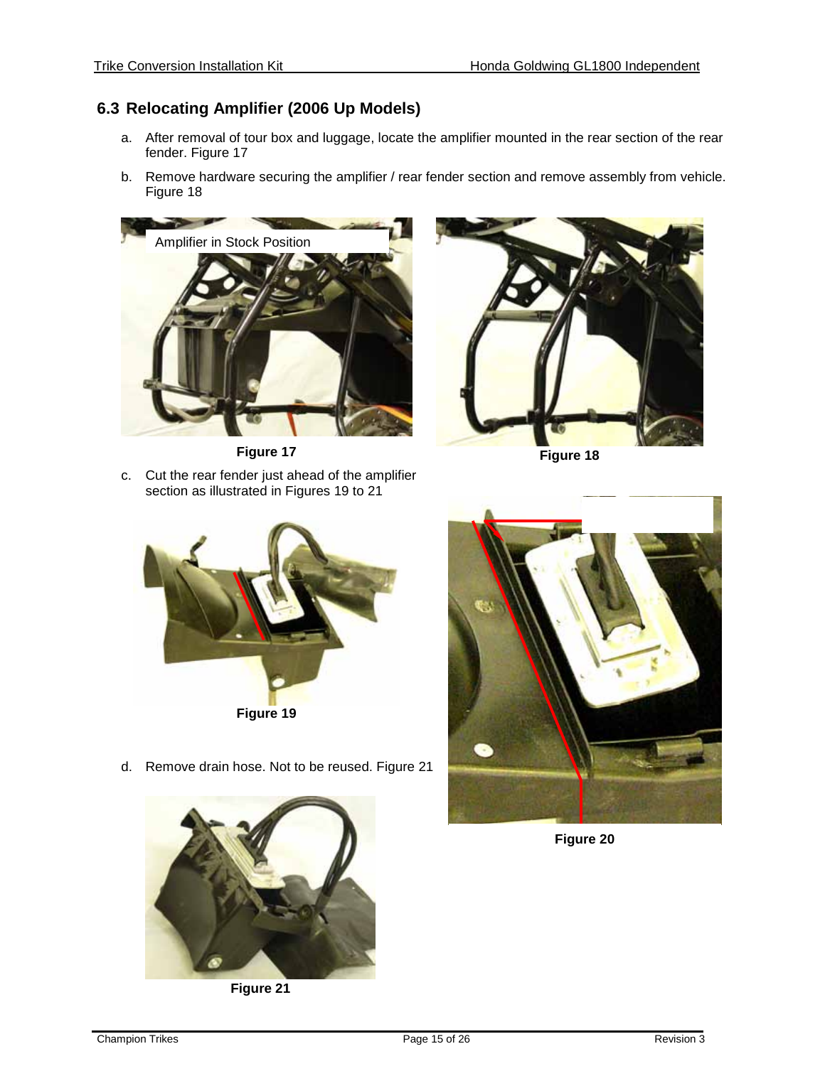## 6.3 Relocating Amplifier (2006 Up Models)

a. After removal of tour box and luggage, locate the amplifier mounted in the rear section of the rear fender. Figure 17

b. Remove hardware securing the amplifier / rear fender section and remove assembly from vehicle. Figure 18

Amplifier in Stock Position

**Figure 17**

**Figure 18**

c. Cut the rear fender just ahead of the amplifier section as illustrated in Figures 19 to 21

**Figure 19**

**Figure 20**

d. Remove drain hose. Not to be reused. Figure 21

**Figure 21**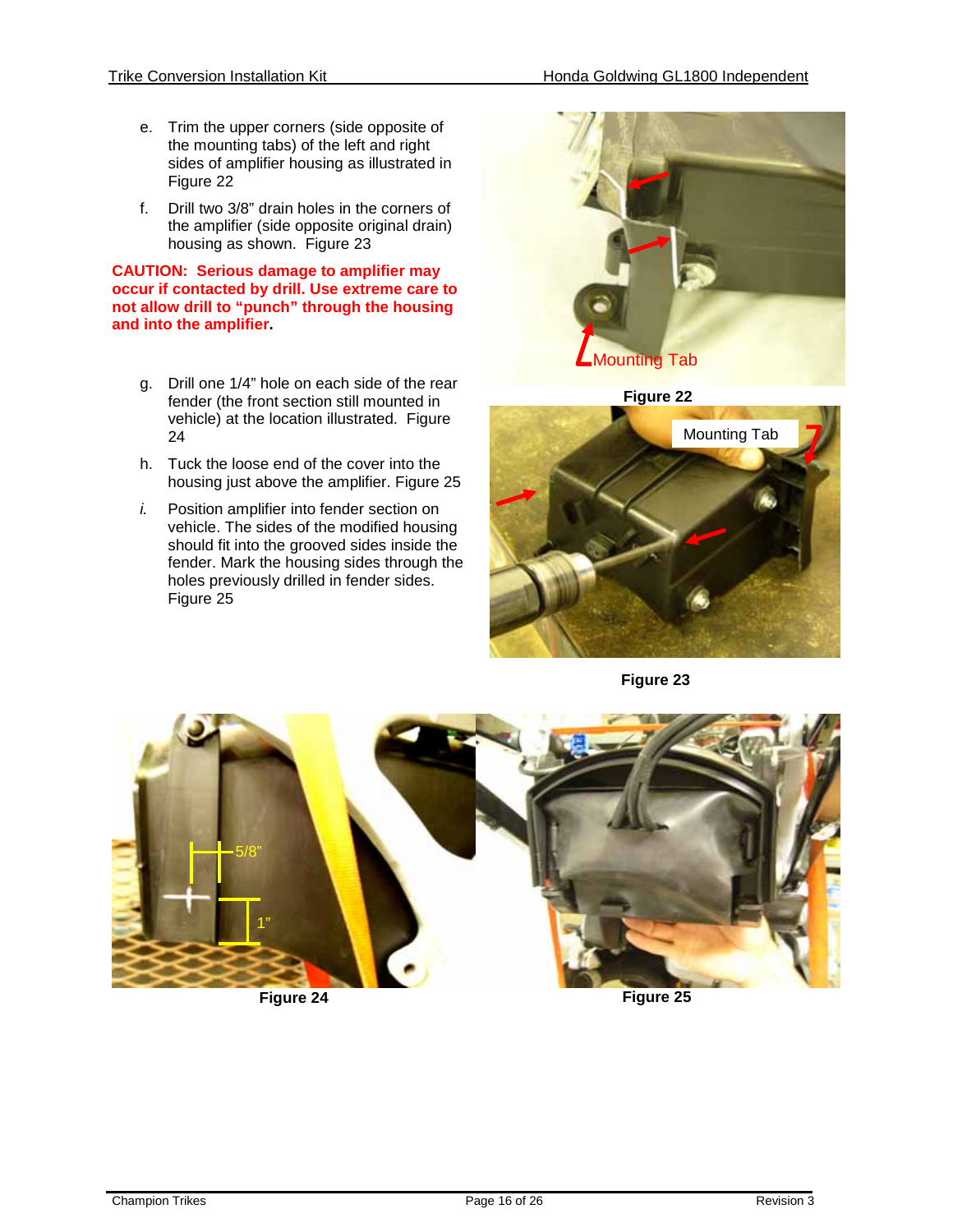e. Trim the upper corners (side opposite of the mounting tabs) of the left and right sides of amplifier housing as illustrated in Figure 22

f. Drill two 3/8" drain holes in the corners of the amplifier (side opposite original drain) housing as shown. Figure 23

**CAUTION: Serious damage to amplifier may occur if contacted by drill. Use extreme care to not allow drill to "punch" through the housing and into the amplifier.**

g. Drill one 1/4" hole on each side of the rear fender (the front section still mounted in vehicle) at the location illustrated. Figure 24

h. Tuck the loose end of the cover into the housing just above the amplifier. Figure 25

*i.* Position amplifier into fender section on vehicle. The sides of the modified housing should fit into the grooved sides inside the fender. Mark the housing sides through the holes previously drilled in fender sides. Figure 25

Mounting Tab

**Figure 22**

Mounting Tab

**Figure 23**

5/8"

1"

**Figure 24**

**Figure 25**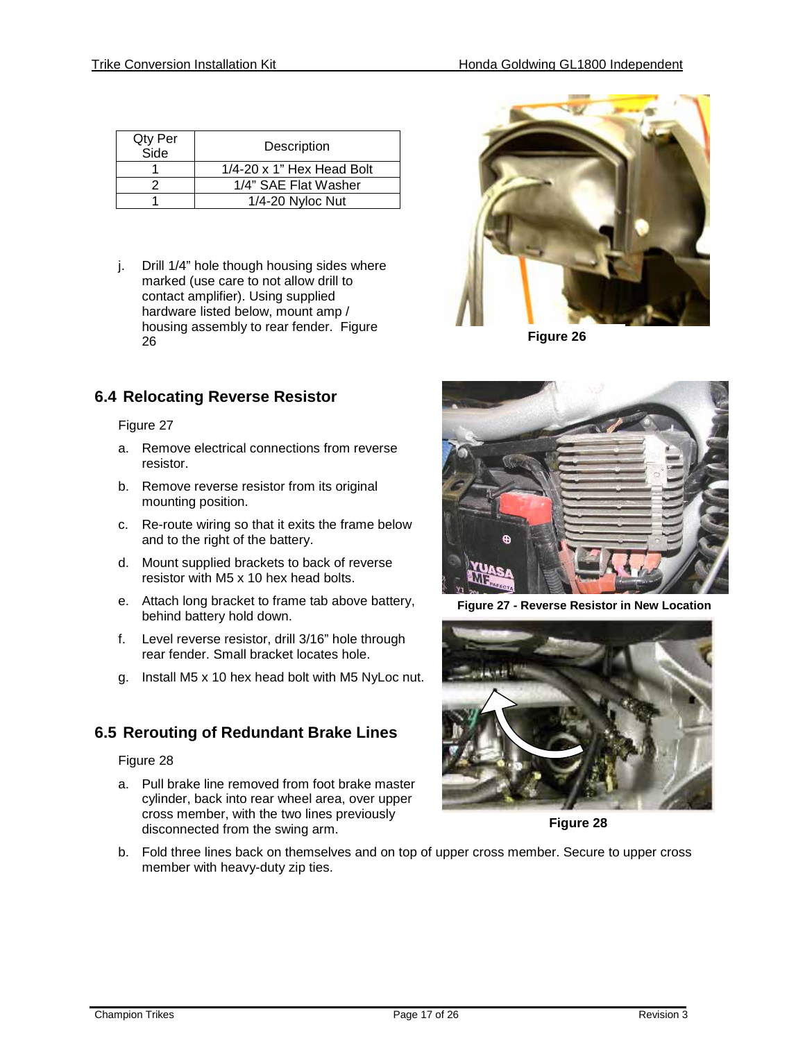| Qty Per Side | Description |
|---|---|
| 1 | 1/4-20 x 1" Hex Head Bolt |
| 2 | 1/4" SAE Flat Washer |
| 1 | 1/4-20 Nyloc Nut |

j. Drill 1/4" hole though housing sides where marked (use care to not allow drill to contact amplifier). Using supplied hardware listed below, mount amp / housing assembly to rear fender. Figure 26

Figure 26

## 6.4 Relocating Reverse Resistor

Figure 27

a. Remove electrical connections from reverse resistor.

b. Remove reverse resistor from its original mounting position.

c. Re-route wiring so that it exits the frame below and to the right of the battery.

d. Mount supplied brackets to back of reverse resistor with M5 x 10 hex head bolts.

e. Attach long bracket to frame tab above battery, behind battery hold down.

f. Level reverse resistor, drill 3/16" hole through rear fender. Small bracket locates hole.

g. Install M5 x 10 hex head bolt with M5 NyLoc nut.

**Figure 27 - Reverse Resistor in New Location**

## 6.5 Rerouting of Redundant Brake Lines

Figure 28

a. Pull brake line removed from foot brake master cylinder, back into rear wheel area, over upper cross member, with the two lines previously disconnected from the swing arm.

b. Fold three lines back on themselves and on top of upper cross member. Secure to upper cross member with heavy-duty zip ties.

**Figure 28**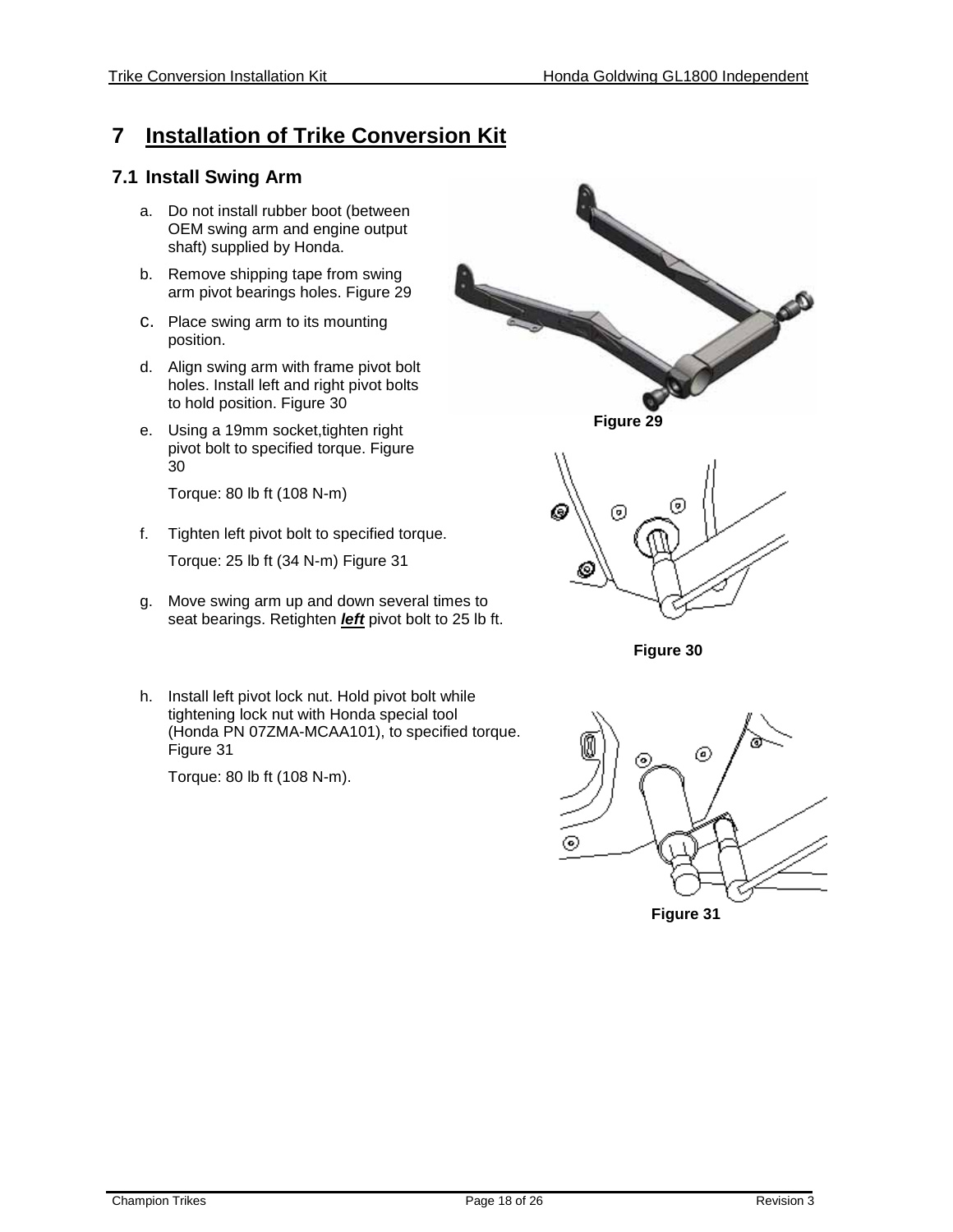# 7 Installation of Trike Conversion Kit

## 7.1 Install Swing Arm

a. Do not install rubber boot (between OEM swing arm and engine output shaft) supplied by Honda.

b. Remove shipping tape from swing arm pivot bearings holes. Figure 29

c. Place swing arm to its mounting position.

d. Align swing arm with frame pivot bolt holes. Install left and right pivot bolts to hold position. Figure 30

e. Using a 19mm socket,tighten right pivot bolt to specified torque. Figure 30

   Torque: 80 lb ft (108 N-m)

f. Tighten left pivot bolt to specified torque.

   Torque: 25 lb ft (34 N-m) Figure 31

g. Move swing arm up and down several times to seat bearings. Retighten ***left*** pivot bolt to 25 lb ft.

h. Install left pivot lock nut. Hold pivot bolt while tightening lock nut with Honda special tool (Honda PN 07ZMA-MCAA101), to specified torque. Figure 31

   Torque: 80 lb ft (108 N-m).

**Figure 29**

**Figure 30**

**Figure 31**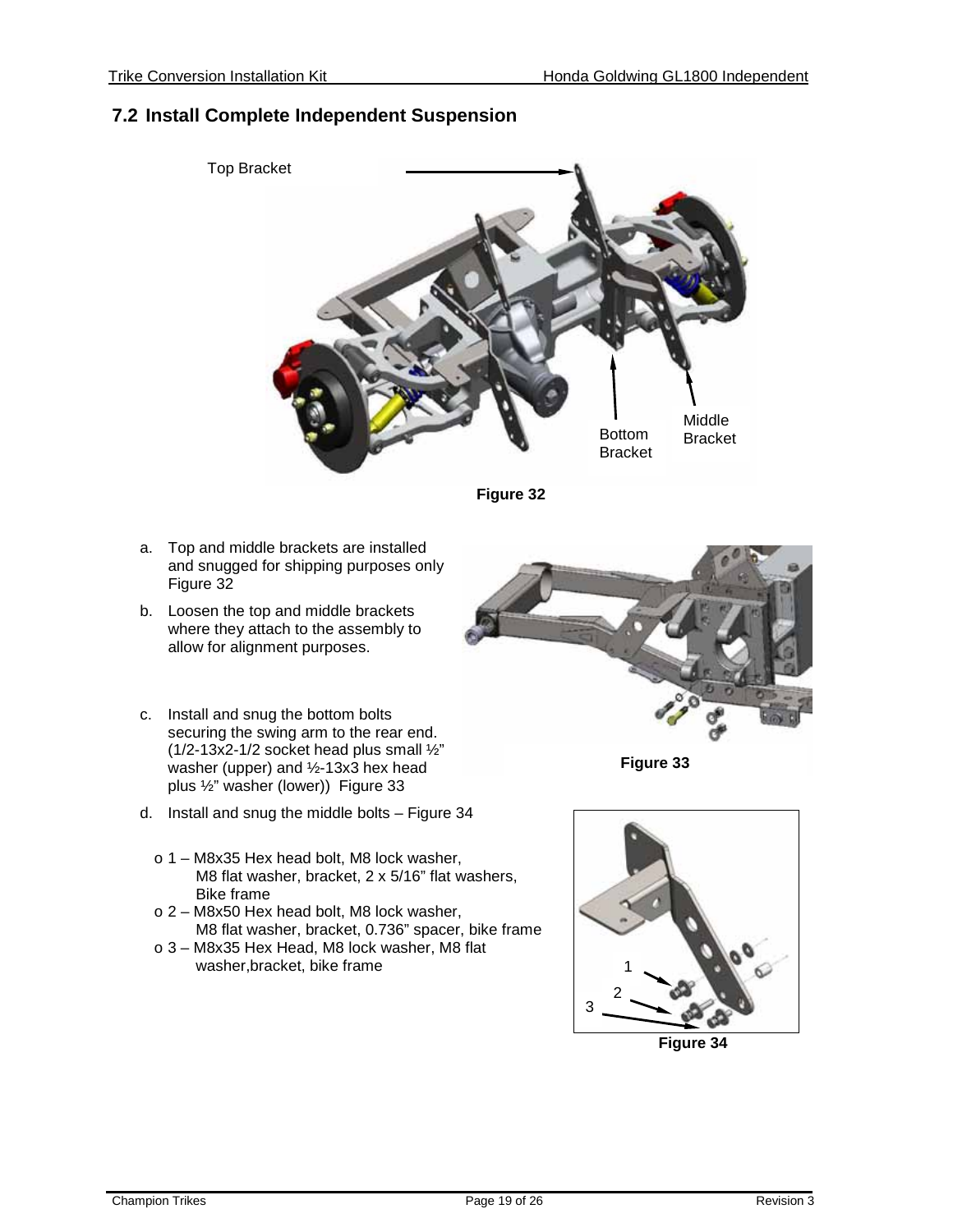## 7.2 Install Complete Independent Suspension

Top Bracket

Bottom Bracket

Middle Bracket

**Figure 32**

a. Top and middle brackets are installed and snugged for shipping purposes only Figure 32

b. Loosen the top and middle brackets where they attach to the assembly to allow for alignment purposes.

c. Install and snug the bottom bolts securing the swing arm to the rear end. (1/2-13x2-1/2 socket head plus small ½" washer (upper) and ½-13x3 hex head plus ½" washer (lower)) Figure 33

**Figure 33**

d. Install and snug the middle bolts – Figure 34

- 1 – M8x35 Hex head bolt, M8 lock washer, M8 flat washer, bracket, 2 x 5/16" flat washers, Bike frame
- 2 – M8x50 Hex head bolt, M8 lock washer, M8 flat washer, bracket, 0.736" spacer, bike frame
- 3 – M8x35 Hex Head, M8 lock washer, M8 flat washer,bracket, bike frame

**Figure 34**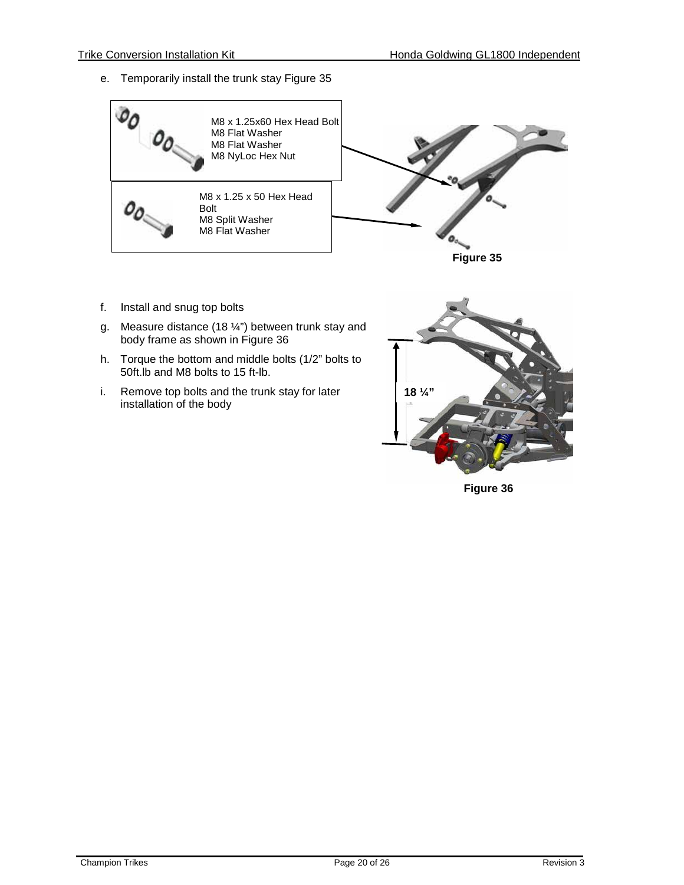e. Temporarily install the trunk stay Figure 35

M8 x 1.25x60 Hex Head Bolt
M8 Flat Washer
M8 Flat Washer
M8 NyLoc Hex Nut

M8 x 1.25 x 50 Hex Head Bolt
M8 Split Washer
M8 Flat Washer

**Figure 35**

f. Install and snug top bolts

g. Measure distance (18 ¼") between trunk stay and body frame as shown in Figure 36

h. Torque the bottom and middle bolts (1/2" bolts to 50ft.lb and M8 bolts to 15 ft-lb.

i. Remove top bolts and the trunk stay for later installation of the body

**18 ¼"**

**Figure 36**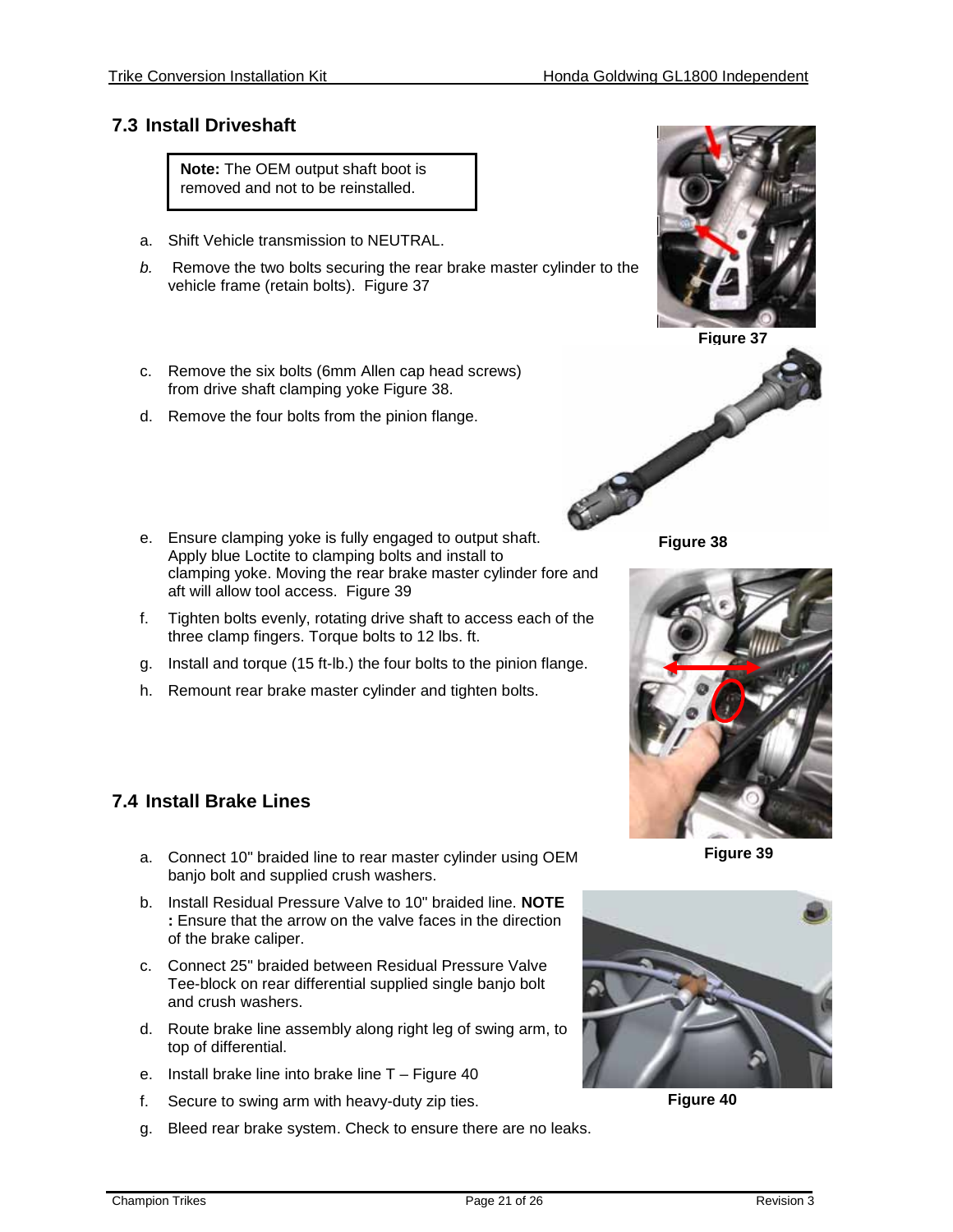## 7.3 Install Driveshaft

> **Note:** The OEM output shaft boot is removed and not to be reinstalled.

a. Shift Vehicle transmission to NEUTRAL.

*b.* Remove the two bolts securing the rear brake master cylinder to the vehicle frame (retain bolts). Figure 37

Figure 37

c. Remove the six bolts (6mm Allen cap head screws) from drive shaft clamping yoke Figure 38.

d. Remove the four bolts from the pinion flange.

Figure 38

e. Ensure clamping yoke is fully engaged to output shaft. Apply blue Loctite to clamping bolts and install to clamping yoke. Moving the rear brake master cylinder fore and aft will allow tool access. Figure 39

f. Tighten bolts evenly, rotating drive shaft to access each of the three clamp fingers. Torque bolts to 12 lbs. ft.

g. Install and torque (15 ft-lb.) the four bolts to the pinion flange.

h. Remount rear brake master cylinder and tighten bolts.

Figure 39

## 7.4 Install Brake Lines

a. Connect 10" braided line to rear master cylinder using OEM banjo bolt and supplied crush washers.

b. Install Residual Pressure Valve to 10" braided line. **NOTE :** Ensure that the arrow on the valve faces in the direction of the brake caliper.

c. Connect 25" braided between Residual Pressure Valve Tee-block on rear differential supplied single banjo bolt and crush washers.

d. Route brake line assembly along right leg of swing arm, to top of differential.

e. Install brake line into brake line T – Figure 40

f. Secure to swing arm with heavy-duty zip ties.

g. Bleed rear brake system. Check to ensure there are no leaks.

Figure 40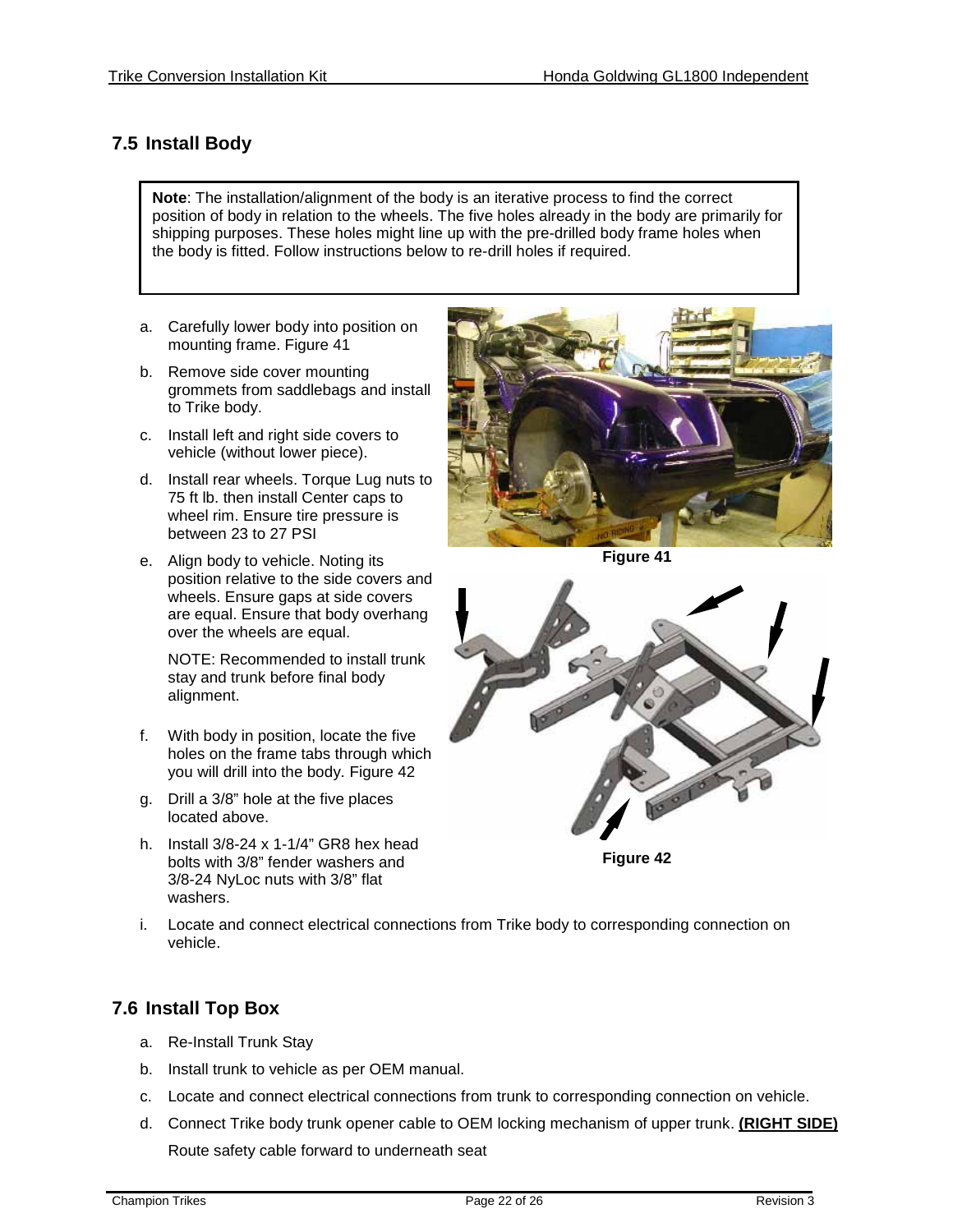## 7.5 Install Body

> **Note**: The installation/alignment of the body is an iterative process to find the correct position of body in relation to the wheels. The five holes already in the body are primarily for shipping purposes. These holes might line up with the pre-drilled body frame holes when the body is fitted. Follow instructions below to re-drill holes if required.

a. Carefully lower body into position on mounting frame. Figure 41

b. Remove side cover mounting grommets from saddlebags and install to Trike body.

c. Install left and right side covers to vehicle (without lower piece).

d. Install rear wheels. Torque Lug nuts to 75 ft lb. then install Center caps to wheel rim. Ensure tire pressure is between 23 to 27 PSI

e. Align body to vehicle. Noting its position relative to the side covers and wheels. Ensure gaps at side covers are equal. Ensure that body overhang over the wheels are equal.

   NOTE: Recommended to install trunk stay and trunk before final body alignment.

f. With body in position, locate the five holes on the frame tabs through which you will drill into the body. Figure 42

g. Drill a 3/8" hole at the five places located above.

h. Install 3/8-24 x 1-1/4" GR8 hex head bolts with 3/8" fender washers and 3/8-24 NyLoc nuts with 3/8" flat washers.

i. Locate and connect electrical connections from Trike body to corresponding connection on vehicle.

Figure 41

Figure 42

## 7.6 Install Top Box

a. Re-Install Trunk Stay

b. Install trunk to vehicle as per OEM manual.

c. Locate and connect electrical connections from trunk to corresponding connection on vehicle.

d. Connect Trike body trunk opener cable to OEM locking mechanism of upper trunk. **(RIGHT SIDE)**

   Route safety cable forward to underneath seat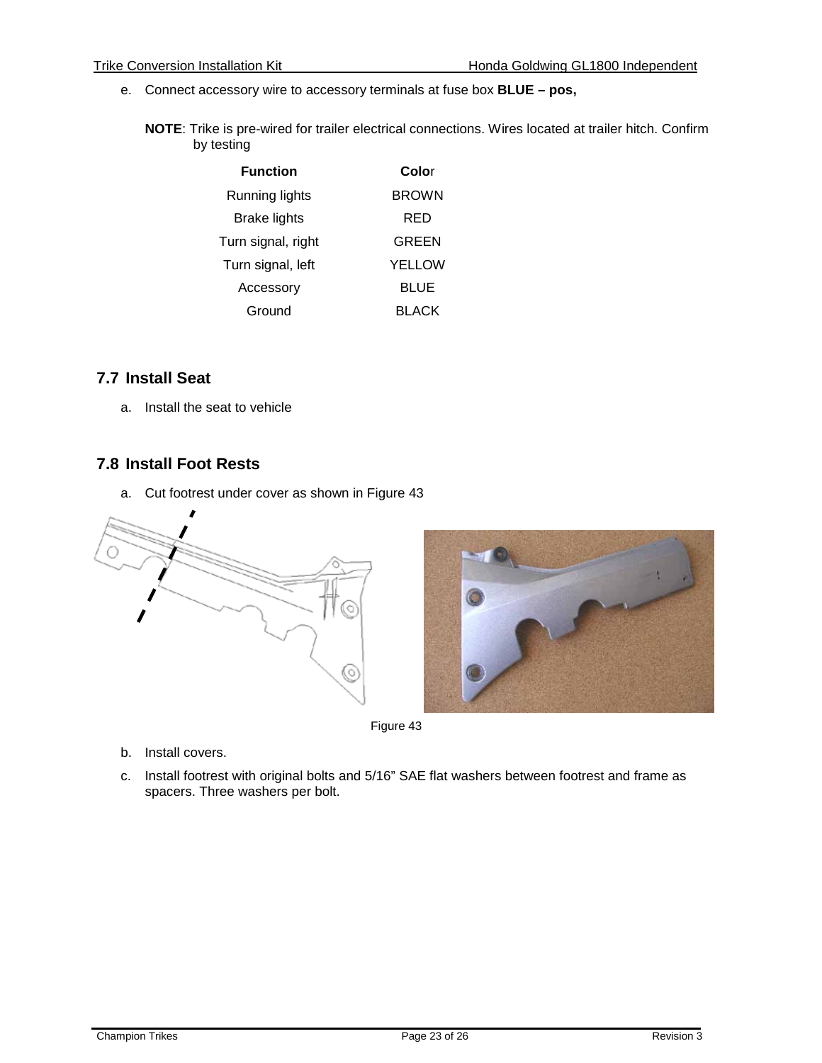e. Connect accessory wire to accessory terminals at fuse box **BLUE – pos,**

**NOTE**: Trike is pre-wired for trailer electrical connections. Wires located at trailer hitch. Confirm by testing

| Function | Color |
| --- | --- |
| Running lights | BROWN |
| Brake lights | RED |
| Turn signal, right | GREEN |
| Turn signal, left | YELLOW |
| Accessory | BLUE |
| Ground | BLACK |

## 7.7 Install Seat

a. Install the seat to vehicle

## 7.8 Install Foot Rests

a. Cut footrest under cover as shown in Figure 43

Figure 43

b. Install covers.

c. Install footrest with original bolts and 5/16" SAE flat washers between footrest and frame as spacers. Three washers per bolt.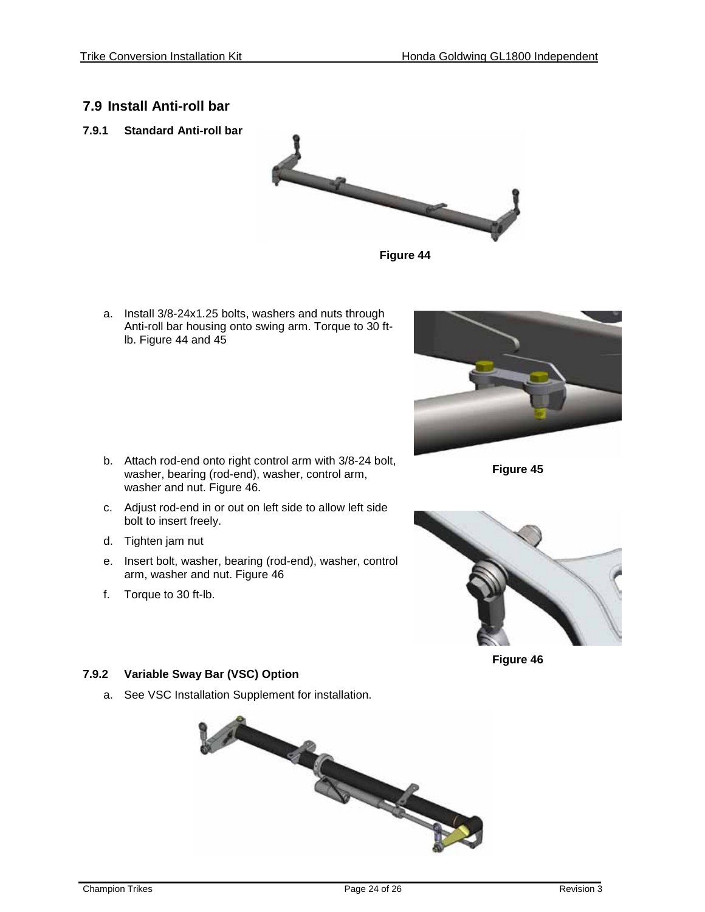## 7.9 Install Anti-roll bar

### 7.9.1 Standard Anti-roll bar

Figure 44

a. Install 3/8-24x1.25 bolts, washers and nuts through Anti-roll bar housing onto swing arm. Torque to 30 ft-lb. Figure 44 and 45

Figure 45

b. Attach rod-end onto right control arm with 3/8-24 bolt, washer, bearing (rod-end), washer, control arm, washer and nut. Figure 46.

c. Adjust rod-end in or out on left side to allow left side bolt to insert freely.

d. Tighten jam nut

e. Insert bolt, washer, bearing (rod-end), washer, control arm, washer and nut. Figure 46

f. Torque to 30 ft-lb.

Figure 46

### 7.9.2 Variable Sway Bar (VSC) Option

a. See VSC Installation Supplement for installation.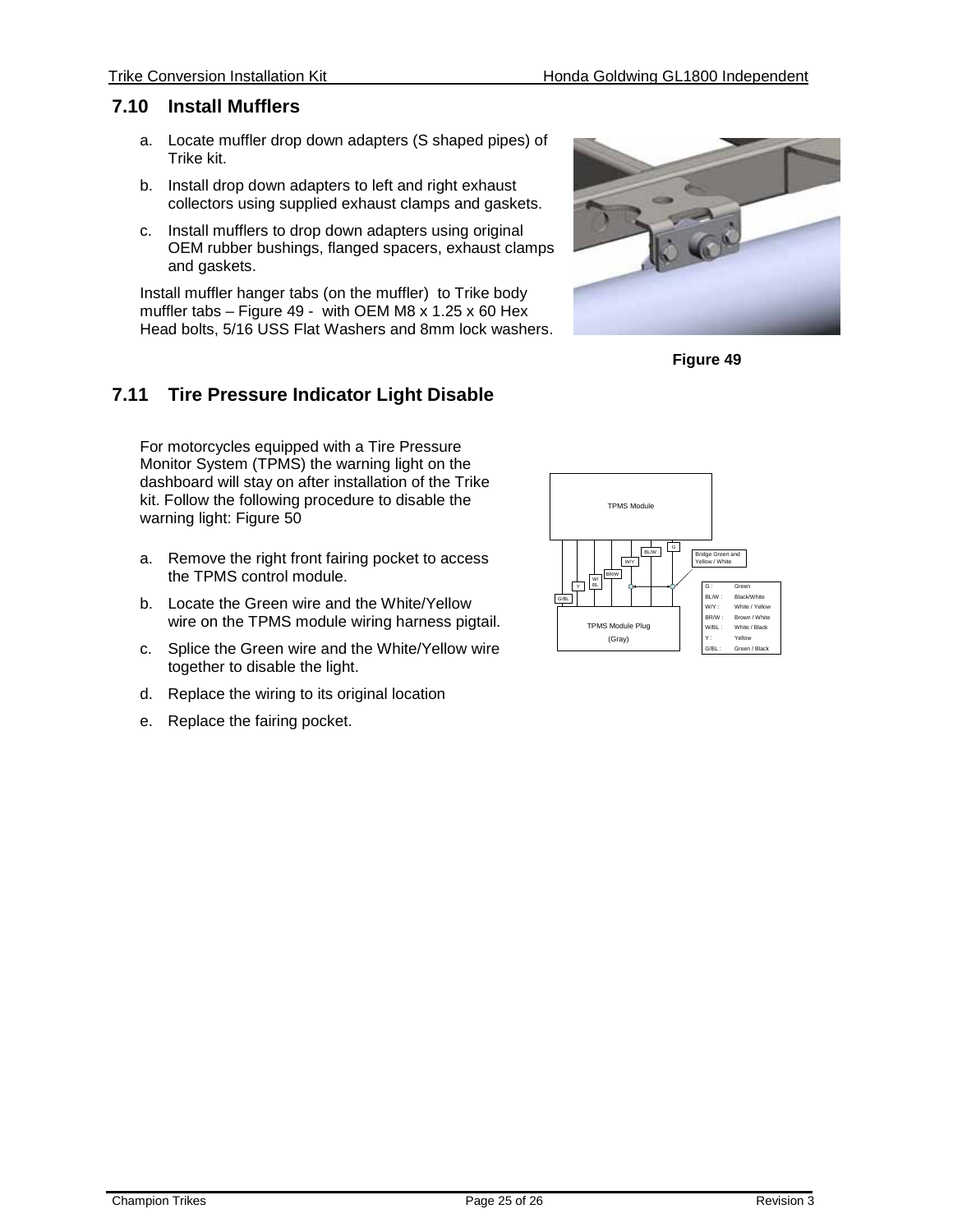## 7.10 Install Mufflers

a. Locate muffler drop down adapters (S shaped pipes) of Trike kit.

b. Install drop down adapters to left and right exhaust collectors using supplied exhaust clamps and gaskets.

c. Install mufflers to drop down adapters using original OEM rubber bushings, flanged spacers, exhaust clamps and gaskets.

Install muffler hanger tabs (on the muffler) to Trike body muffler tabs – Figure 49 - with OEM M8 x 1.25 x 60 Hex Head bolts, 5/16 USS Flat Washers and 8mm lock washers.

**Figure 49**

## 7.11 Tire Pressure Indicator Light Disable

For motorcycles equipped with a Tire Pressure Monitor System (TPMS) the warning light on the dashboard will stay on after installation of the Trike kit. Follow the following procedure to disable the warning light: Figure 50

a. Remove the right front fairing pocket to access the TPMS control module.

b. Locate the Green wire and the White/Yellow wire on the TPMS module wiring harness pigtail.

c. Splice the Green wire and the White/Yellow wire together to disable the light.

d. Replace the wiring to its original location

e. Replace the fairing pocket.

TPMS Module

TPMS Module Plug (Gray)

Bridge Green and Yellow / White

| | |
|---|---|
| G : | Green |
| BL/W : | Black/White |
| W/Y : | White / Yellow |
| BR/W : | Brown / White |
| W/BL : | White / Black |
| Y : | Yellow |
| G/BL : | Green / Black |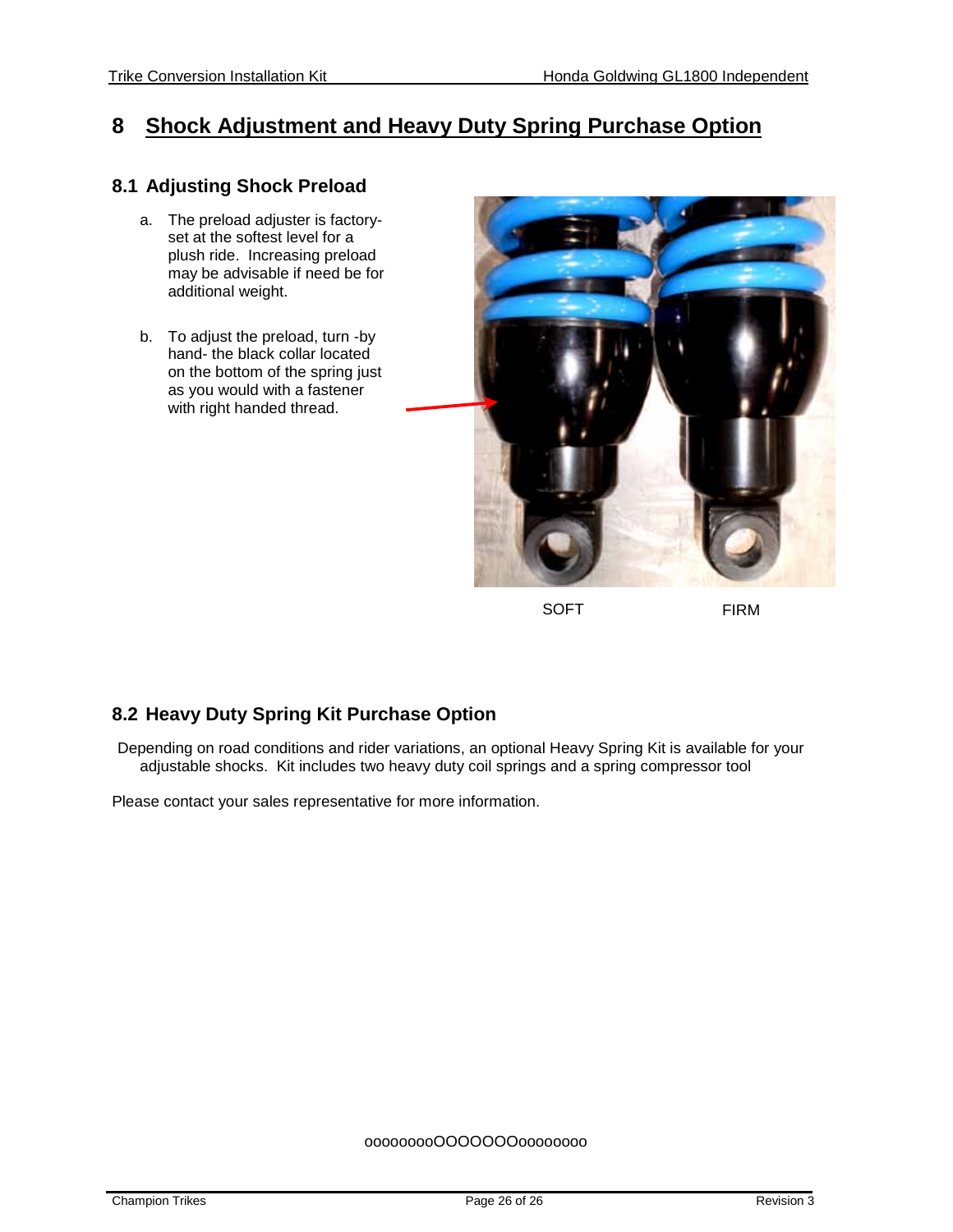# 8 Shock Adjustment and Heavy Duty Spring Purchase Option

## 8.1 Adjusting Shock Preload

a. The preload adjuster is factory-set at the softest level for a plush ride. Increasing preload may be advisable if need be for additional weight.

b. To adjust the preload, turn -by hand- the black collar located on the bottom of the spring just as you would with a fastener with right handed thread.

SOFT

FIRM

## 8.2 Heavy Duty Spring Kit Purchase Option

Depending on road conditions and rider variations, an optional Heavy Spring Kit is available for your adjustable shocks. Kit includes two heavy duty coil springs and a spring compressor tool

Please contact your sales representative for more information.

ooooooooOOOOOOOoooooooo